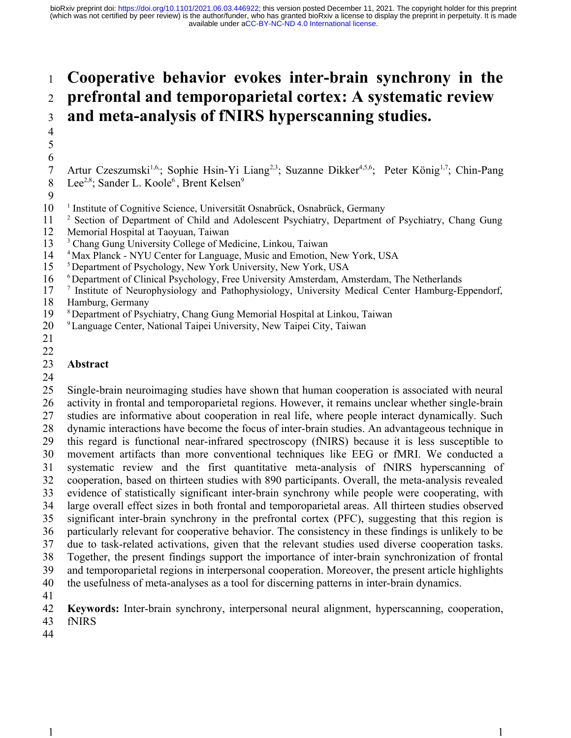# Cooperative behavior evokes inter-brain synchrony in the prefrontal and temporoparietal cortex: A systematic review and meta-analysis of fNIRS hyperscanning studies.

Artur Czeszumski[1,6]; Sophie Hsin-Yi Liang[2,3]; Suzanne Dikker[4,5,6]; Peter König[1,7]; Chin-Pang Lee[2,8]; Sander L. Koole[6], Brent Kelsen[9]

[1] Institute of Cognitive Science, Universität Osnabrück, Osnabrück, Germany
[2] Section of Department of Child and Adolescent Psychiatry, Department of Psychiatry, Chang Gung Memorial Hospital at Taoyuan, Taiwan
[3] Chang Gung University College of Medicine, Linkou, Taiwan
[4] Max Planck - NYU Center for Language, Music and Emotion, New York, USA
[5] Department of Psychology, New York University, New York, USA
[6] Department of Clinical Psychology, Free University Amsterdam, Amsterdam, The Netherlands
[7] Institute of Neurophysiology and Pathophysiology, University Medical Center Hamburg-Eppendorf, Hamburg, Germany
[8] Department of Psychiatry, Chang Gung Memorial Hospital at Linkou, Taiwan
[9] Language Center, National Taipei University, New Taipei City, Taiwan

## Abstract

Single-brain neuroimaging studies have shown that human cooperation is associated with neural activity in frontal and temporoparietal regions. However, it remains unclear whether single-brain studies are informative about cooperation in real life, where people interact dynamically. Such dynamic interactions have become the focus of inter-brain studies. An advantageous technique in this regard is functional near-infrared spectroscopy (fNIRS) because it is less susceptible to movement artifacts than more conventional techniques like EEG or fMRI. We conducted a systematic review and the first quantitative meta-analysis of fNIRS hyperscanning of cooperation, based on thirteen studies with 890 participants. Overall, the meta-analysis revealed evidence of statistically significant inter-brain synchrony while people were cooperating, with large overall effect sizes in both frontal and temporoparietal areas. All thirteen studies observed significant inter-brain synchrony in the prefrontal cortex (PFC), suggesting that this region is particularly relevant for cooperative behavior. The consistency in these findings is unlikely to be due to task-related activations, given that the relevant studies used diverse cooperation tasks. Together, the present findings support the importance of inter-brain synchronization of frontal and temporoparietal regions in interpersonal cooperation. Moreover, the present article highlights the usefulness of meta-analyses as a tool for discerning patterns in inter-brain dynamics.

**Keywords:** Inter-brain synchrony, interpersonal neural alignment, hyperscanning, cooperation, fNIRS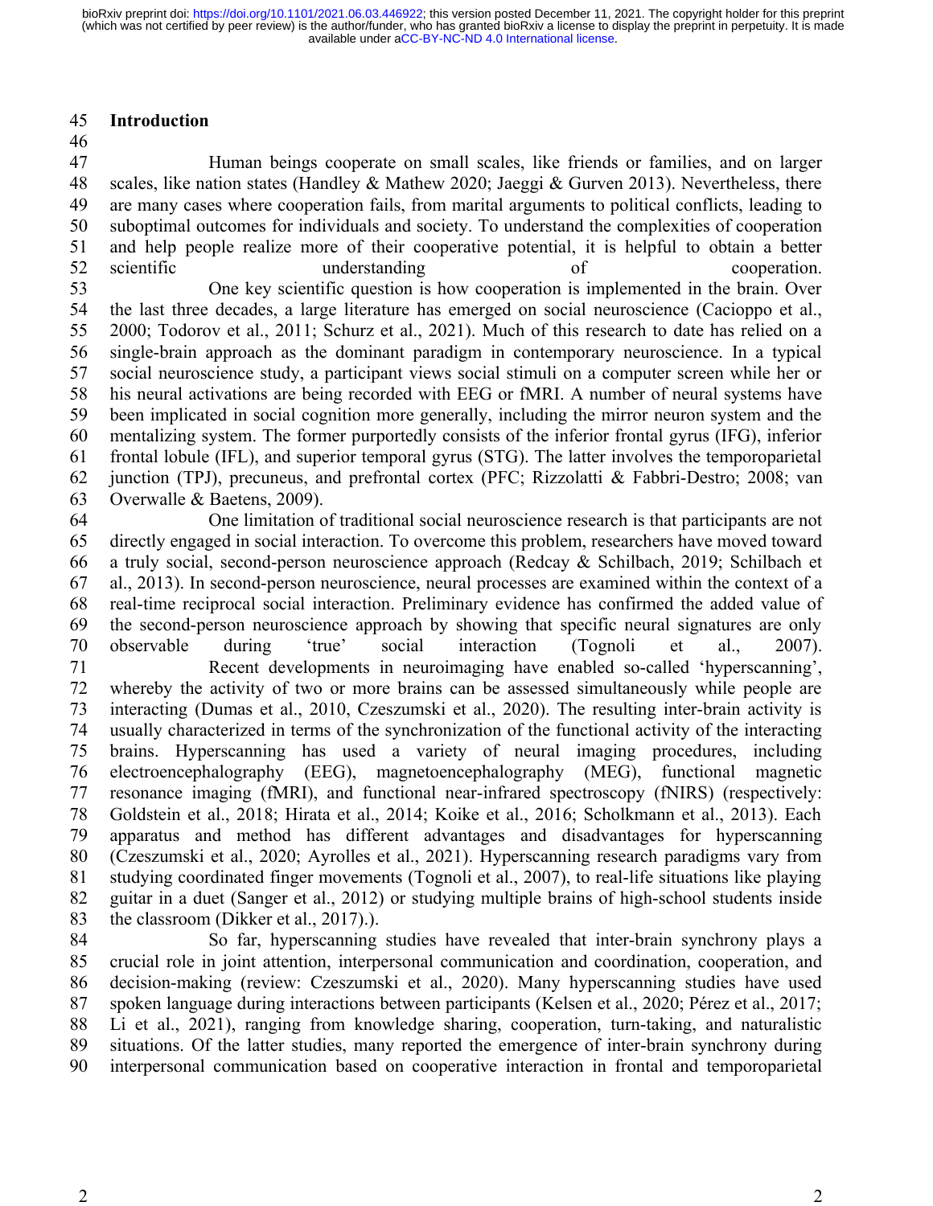## Introduction

Human beings cooperate on small scales, like friends or families, and on larger scales, like nation states (Handley & Mathew 2020; Jaeggi & Gurven 2013). Nevertheless, there are many cases where cooperation fails, from marital arguments to political conflicts, leading to suboptimal outcomes for individuals and society. To understand the complexities of cooperation and help people realize more of their cooperative potential, it is helpful to obtain a better scientific understanding of cooperation.

One key scientific question is how cooperation is implemented in the brain. Over the last three decades, a large literature has emerged on social neuroscience (Cacioppo et al., 2000; Todorov et al., 2011; Schurz et al., 2021). Much of this research to date has relied on a single-brain approach as the dominant paradigm in contemporary neuroscience. In a typical social neuroscience study, a participant views social stimuli on a computer screen while her or his neural activations are being recorded with EEG or fMRI. A number of neural systems have been implicated in social cognition more generally, including the mirror neuron system and the mentalizing system. The former purportedly consists of the inferior frontal gyrus (IFG), inferior frontal lobule (IFL), and superior temporal gyrus (STG). The latter involves the temporoparietal junction (TPJ), precuneus, and prefrontal cortex (PFC; Rizzolatti & Fabbri-Destro; 2008; van Overwalle & Baetens, 2009).

One limitation of traditional social neuroscience research is that participants are not directly engaged in social interaction. To overcome this problem, researchers have moved toward a truly social, second-person neuroscience approach (Redcay & Schilbach, 2019; Schilbach et al., 2013). In second-person neuroscience, neural processes are examined within the context of a real-time reciprocal social interaction. Preliminary evidence has confirmed the added value of the second-person neuroscience approach by showing that specific neural signatures are only observable during 'true' social interaction (Tognoli et al., 2007).

Recent developments in neuroimaging have enabled so-called 'hyperscanning', whereby the activity of two or more brains can be assessed simultaneously while people are interacting (Dumas et al., 2010, Czeszumski et al., 2020). The resulting inter-brain activity is usually characterized in terms of the synchronization of the functional activity of the interacting brains. Hyperscanning has used a variety of neural imaging procedures, including electroencephalography (EEG), magnetoencephalography (MEG), functional magnetic resonance imaging (fMRI), and functional near-infrared spectroscopy (fNIRS) (respectively: Goldstein et al., 2018; Hirata et al., 2014; Koike et al., 2016; Scholkmann et al., 2013). Each apparatus and method has different advantages and disadvantages for hyperscanning (Czeszumski et al., 2020; Ayrolles et al., 2021). Hyperscanning research paradigms vary from studying coordinated finger movements (Tognoli et al., 2007), to real-life situations like playing guitar in a duet (Sanger et al., 2012) or studying multiple brains of high-school students inside the classroom (Dikker et al., 2017).).

So far, hyperscanning studies have revealed that inter-brain synchrony plays a crucial role in joint attention, interpersonal communication and coordination, cooperation, and decision-making (review: Czeszumski et al., 2020). Many hyperscanning studies have used spoken language during interactions between participants (Kelsen et al., 2020; Pérez et al., 2017; Li et al., 2021), ranging from knowledge sharing, cooperation, turn-taking, and naturalistic situations. Of the latter studies, many reported the emergence of inter-brain synchrony during interpersonal communication based on cooperative interaction in frontal and temporoparietal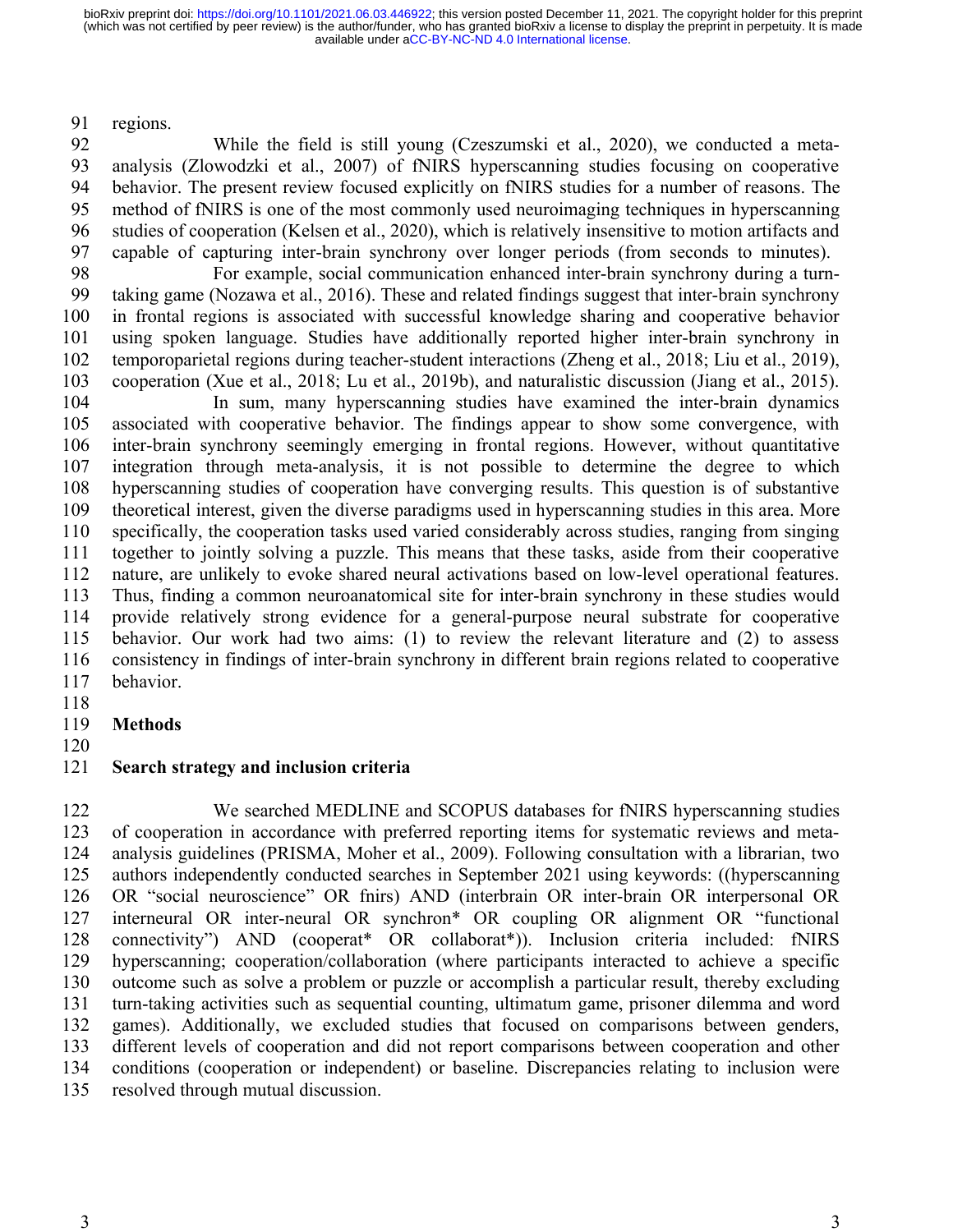regions.

While the field is still young (Czeszumski et al., 2020), we conducted a meta-analysis (Zlowodzki et al., 2007) of fNIRS hyperscanning studies focusing on cooperative behavior. The present review focused explicitly on fNIRS studies for a number of reasons. The method of fNIRS is one of the most commonly used neuroimaging techniques in hyperscanning studies of cooperation (Kelsen et al., 2020), which is relatively insensitive to motion artifacts and capable of capturing inter-brain synchrony over longer periods (from seconds to minutes).

For example, social communication enhanced inter-brain synchrony during a turn-taking game (Nozawa et al., 2016). These and related findings suggest that inter-brain synchrony in frontal regions is associated with successful knowledge sharing and cooperative behavior using spoken language. Studies have additionally reported higher inter-brain synchrony in temporoparietal regions during teacher-student interactions (Zheng et al., 2018; Liu et al., 2019), cooperation (Xue et al., 2018; Lu et al., 2019b), and naturalistic discussion (Jiang et al., 2015).

In sum, many hyperscanning studies have examined the inter-brain dynamics associated with cooperative behavior. The findings appear to show some convergence, with inter-brain synchrony seemingly emerging in frontal regions. However, without quantitative integration through meta-analysis, it is not possible to determine the degree to which hyperscanning studies of cooperation have converging results. This question is of substantive theoretical interest, given the diverse paradigms used in hyperscanning studies in this area. More specifically, the cooperation tasks used varied considerably across studies, ranging from singing together to jointly solving a puzzle. This means that these tasks, aside from their cooperative nature, are unlikely to evoke shared neural activations based on low-level operational features. Thus, finding a common neuroanatomical site for inter-brain synchrony in these studies would provide relatively strong evidence for a general-purpose neural substrate for cooperative behavior. Our work had two aims: (1) to review the relevant literature and (2) to assess consistency in findings of inter-brain synchrony in different brain regions related to cooperative behavior.

## Methods

### Search strategy and inclusion criteria

We searched MEDLINE and SCOPUS databases for fNIRS hyperscanning studies of cooperation in accordance with preferred reporting items for systematic reviews and meta-analysis guidelines (PRISMA, Moher et al., 2009). Following consultation with a librarian, two authors independently conducted searches in September 2021 using keywords: ((hyperscanning OR "social neuroscience" OR fnirs) AND (interbrain OR inter-brain OR interpersonal OR interneural OR inter-neural OR synchron* OR coupling OR alignment OR "functional connectivity") AND (cooperat* OR collaborat*)). Inclusion criteria included: fNIRS hyperscanning; cooperation/collaboration (where participants interacted to achieve a specific outcome such as solve a problem or puzzle or accomplish a particular result, thereby excluding turn-taking activities such as sequential counting, ultimatum game, prisoner dilemma and word games). Additionally, we excluded studies that focused on comparisons between genders, different levels of cooperation and did not report comparisons between cooperation and other conditions (cooperation or independent) or baseline. Discrepancies relating to inclusion were resolved through mutual discussion.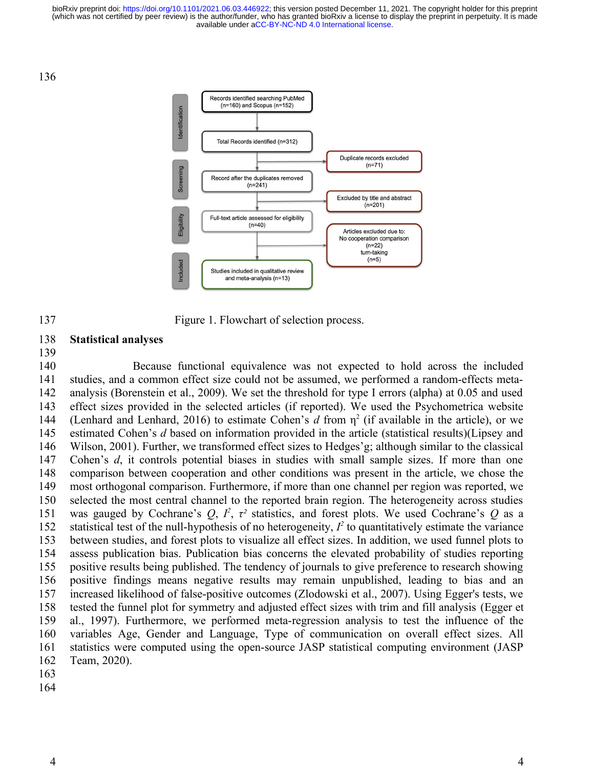Figure 1. Flowchart of selection process.

## Statistical analyses

Because functional equivalence was not expected to hold across the included studies, and a common effect size could not be assumed, we performed a random-effects meta-analysis (Borenstein et al., 2009). We set the threshold for type I errors (alpha) at 0.05 and used effect sizes provided in the selected articles (if reported). We used the Psychometrica website (Lenhard and Lenhard, 2016) to estimate Cohen's *d* from $\eta^2$ (if available in the article), or we estimated Cohen's *d* based on information provided in the article (statistical results)(Lipsey and Wilson, 2001). Further, we transformed effect sizes to Hedges'g; although similar to the classical Cohen's *d*, it controls potential biases in studies with small sample sizes. If more than one comparison between cooperation and other conditions was present in the article, we chose the most orthogonal comparison. Furthermore, if more than one channel per region was reported, we selected the most central channel to the reported brain region. The heterogeneity across studies was gauged by Cochrane's $Q$, $I^2$, $\tau^2$ statistics, and forest plots. We used Cochrane's $Q$ as a statistical test of the null-hypothesis of no heterogeneity, $I^2$ to quantitatively estimate the variance between studies, and forest plots to visualize all effect sizes. In addition, we used funnel plots to assess publication bias. Publication bias concerns the elevated probability of studies reporting positive results being published. The tendency of journals to give preference to research showing positive findings means negative results may remain unpublished, leading to bias and an increased likelihood of false-positive outcomes (Zlodowski et al., 2007). Using Egger's tests, we tested the funnel plot for symmetry and adjusted effect sizes with trim and fill analysis (Egger et al., 1997). Furthermore, we performed meta-regression analysis to test the influence of the variables Age, Gender and Language, Type of communication on overall effect sizes. All statistics were computed using the open-source JASP statistical computing environment (JASP Team, 2020).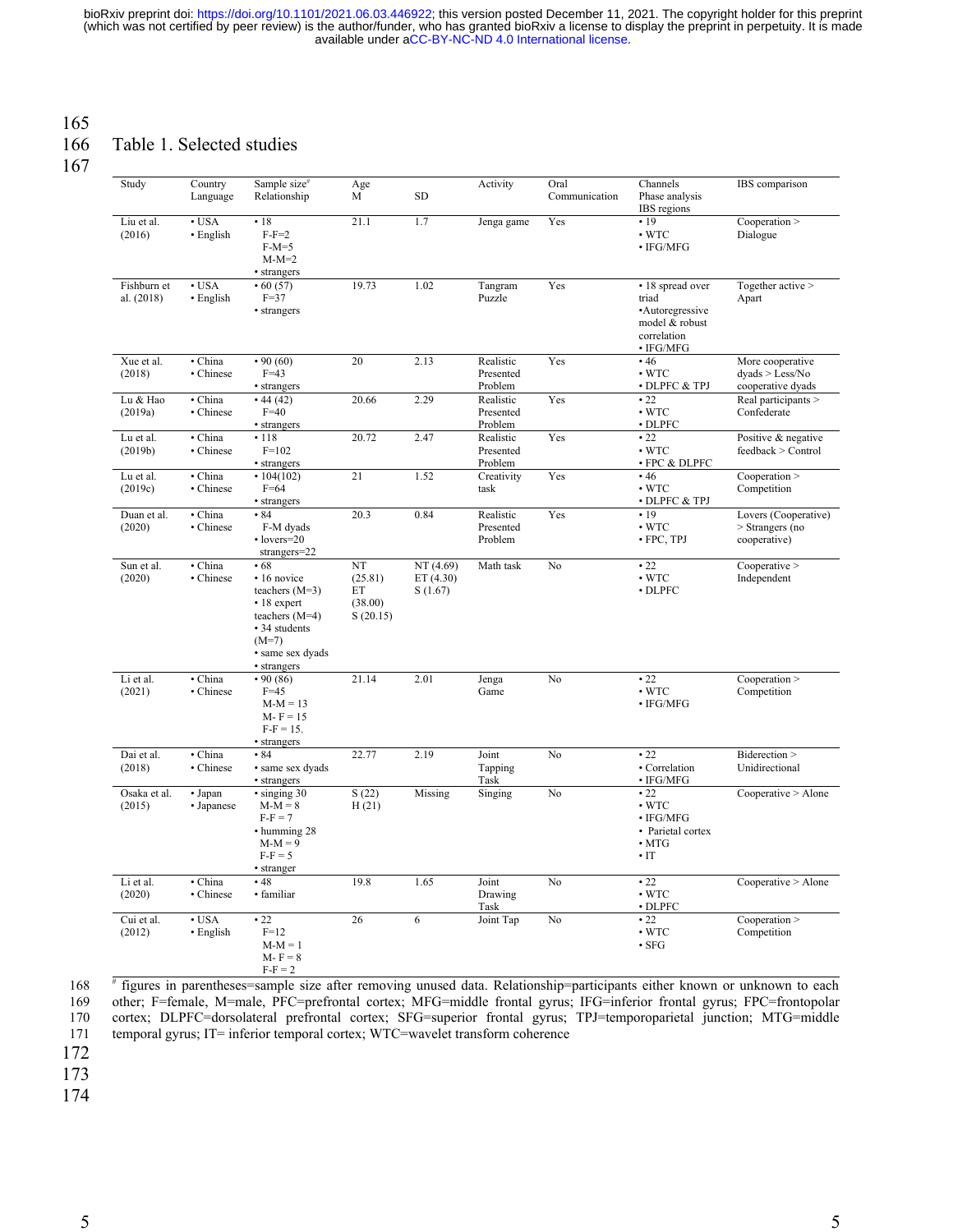Table 1. Selected studies

| Study | Country Language | Sample size[#] Relationship | Age M | SD | Activity | Oral Communication | Channels Phase analysis IBS regions | IBS comparison |
|---|---|---|---|---|---|---|---|---|
| Liu et al. (2016) | • USA • English | • 18 F-F=2 F-M=5 M-M=2 • strangers | 21.1 | 1.7 | Jenga game | Yes | • 19 • WTC • IFG/MFG | Cooperation > Dialogue |
| Fishburn et al. (2018) | • USA • English | • 60 (57) F=37 • strangers | 19.73 | 1.02 | Tangram Puzzle | Yes | • 18 spread over triad •Autoregressive model & robust correlation • IFG/MFG | Together active > Apart |
| Xue et al. (2018) | • China • Chinese | • 90 (60) F=43 • strangers | 20 | 2.13 | Realistic Presented Problem | Yes | • 46 • WTC • DLPFC & TPJ | More cooperative dyads > Less/No cooperative dyads |
| Lu & Hao (2019a) | • China • Chinese | • 44 (42) F=40 • strangers | 20.66 | 2.29 | Realistic Presented Problem | Yes | • 22 • WTC • DLPFC | Real participants > Confederate |
| Lu et al. (2019b) | • China • Chinese | • 118 F=102 • strangers | 20.72 | 2.47 | Realistic Presented Problem | Yes | • 22 • WTC • FPC & DLPFC | Positive & negative feedback > Control |
| Lu et al. (2019c) | • China • Chinese | • 104(102) F=64 • strangers | 21 | 1.52 | Creativity task | Yes | • 46 • WTC • DLPFC & TPJ | Cooperation > Competition |
| Duan et al. (2020) | • China • Chinese | • 84 F-M dyads • lovers=20 strangers=22 | 20.3 | 0.84 | Realistic Presented Problem | Yes | • 19 • WTC • FPC, TPJ | Lovers (Cooperative) > Strangers (no cooperative) |
| Sun et al. (2020) | • China • Chinese | • 68 • 16 novice teachers (M=3) • 18 expert teachers (M=4) • 34 students (M=7) • same sex dyads • strangers | NT (25.81) ET (38.00) S (20.15) | NT (4.69) ET (4.30) S (1.67) | Math task | No | • 22 • WTC • DLPFC | Cooperative > Independent |
| Li et al. (2021) | • China • Chinese | • 90 (86) F=45 M-M = 13 M- F = 15 F-F = 15. • strangers | 21.14 | 2.01 | Jenga Game | No | • 22 • WTC • IFG/MFG | Cooperation > Competition |
| Dai et al. (2018) | • China • Chinese | • 84 • same sex dyads • strangers | 22.77 | 2.19 | Joint Tapping Task | No | • 22 • Correlation • IFG/MFG | Biderection > Unidirectional |
| Osaka et al. (2015) | • Japan • Japanese | • singing 30 M-M = 8 F-F = 7 • humming 28 M-M = 9 F-F = 5 • stranger | S (22) H (21) | Missing | Singing | No | • 22 • WTC • IFG/MFG • Parietal cortex • MTG • IT | Cooperative > Alone |
| Li et al. (2020) | • China • Chinese | • 48 • familiar | 19.8 | 1.65 | Joint Drawing Task | No | • 22 • WTC • DLPFC | Cooperative > Alone |
| Cui et al. (2012) | • USA • English | • 22 F=12 M-M = 1 M- F = 8 F-F = 2 | 26 | 6 | Joint Tap | No | • 22 • WTC • SFG | Cooperation > Competition |

[#] figures in parentheses=sample size after removing unused data. Relationship=participants either known or unknown to each other; F=female, M=male, PFC=prefrontal cortex; MFG=middle frontal gyrus; IFG=inferior frontal gyrus; FPC=frontopolar cortex; DLPFC=dorsolateral prefrontal cortex; SFG=superior frontal gyrus; TPJ=temporoparietal junction; MTG=middle temporal gyrus; IT= inferior temporal cortex; WTC=wavelet transform coherence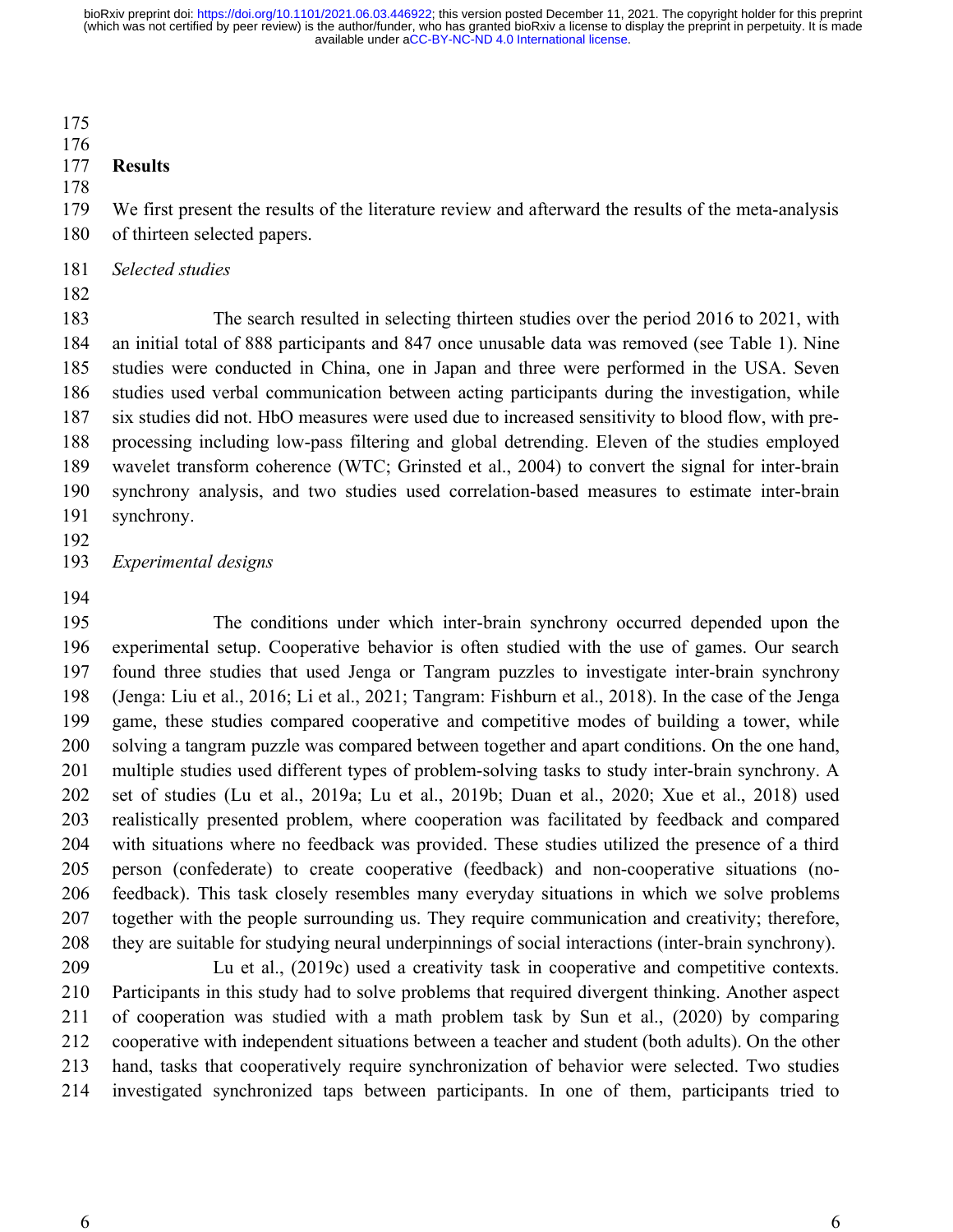## Results

We first present the results of the literature review and afterward the results of the meta-analysis of thirteen selected papers.

*Selected studies*

The search resulted in selecting thirteen studies over the period 2016 to 2021, with an initial total of 888 participants and 847 once unusable data was removed (see Table 1). Nine studies were conducted in China, one in Japan and three were performed in the USA. Seven studies used verbal communication between acting participants during the investigation, while six studies did not. HbO measures were used due to increased sensitivity to blood flow, with pre-processing including low-pass filtering and global detrending. Eleven of the studies employed wavelet transform coherence (WTC; Grinsted et al., 2004) to convert the signal for inter-brain synchrony analysis, and two studies used correlation-based measures to estimate inter-brain synchrony.

*Experimental designs*

The conditions under which inter-brain synchrony occurred depended upon the experimental setup. Cooperative behavior is often studied with the use of games. Our search found three studies that used Jenga or Tangram puzzles to investigate inter-brain synchrony (Jenga: Liu et al., 2016; Li et al., 2021; Tangram: Fishburn et al., 2018). In the case of the Jenga game, these studies compared cooperative and competitive modes of building a tower, while solving a tangram puzzle was compared between together and apart conditions. On the one hand, multiple studies used different types of problem-solving tasks to study inter-brain synchrony. A set of studies (Lu et al., 2019a; Lu et al., 2019b; Duan et al., 2020; Xue et al., 2018) used realistically presented problem, where cooperation was facilitated by feedback and compared with situations where no feedback was provided. These studies utilized the presence of a third person (confederate) to create cooperative (feedback) and non-cooperative situations (no-feedback). This task closely resembles many everyday situations in which we solve problems together with the people surrounding us. They require communication and creativity; therefore, they are suitable for studying neural underpinnings of social interactions (inter-brain synchrony).

Lu et al., (2019c) used a creativity task in cooperative and competitive contexts. Participants in this study had to solve problems that required divergent thinking. Another aspect of cooperation was studied with a math problem task by Sun et al., (2020) by comparing cooperative with independent situations between a teacher and student (both adults). On the other hand, tasks that cooperatively require synchronization of behavior were selected. Two studies investigated synchronized taps between participants. In one of them, participants tried to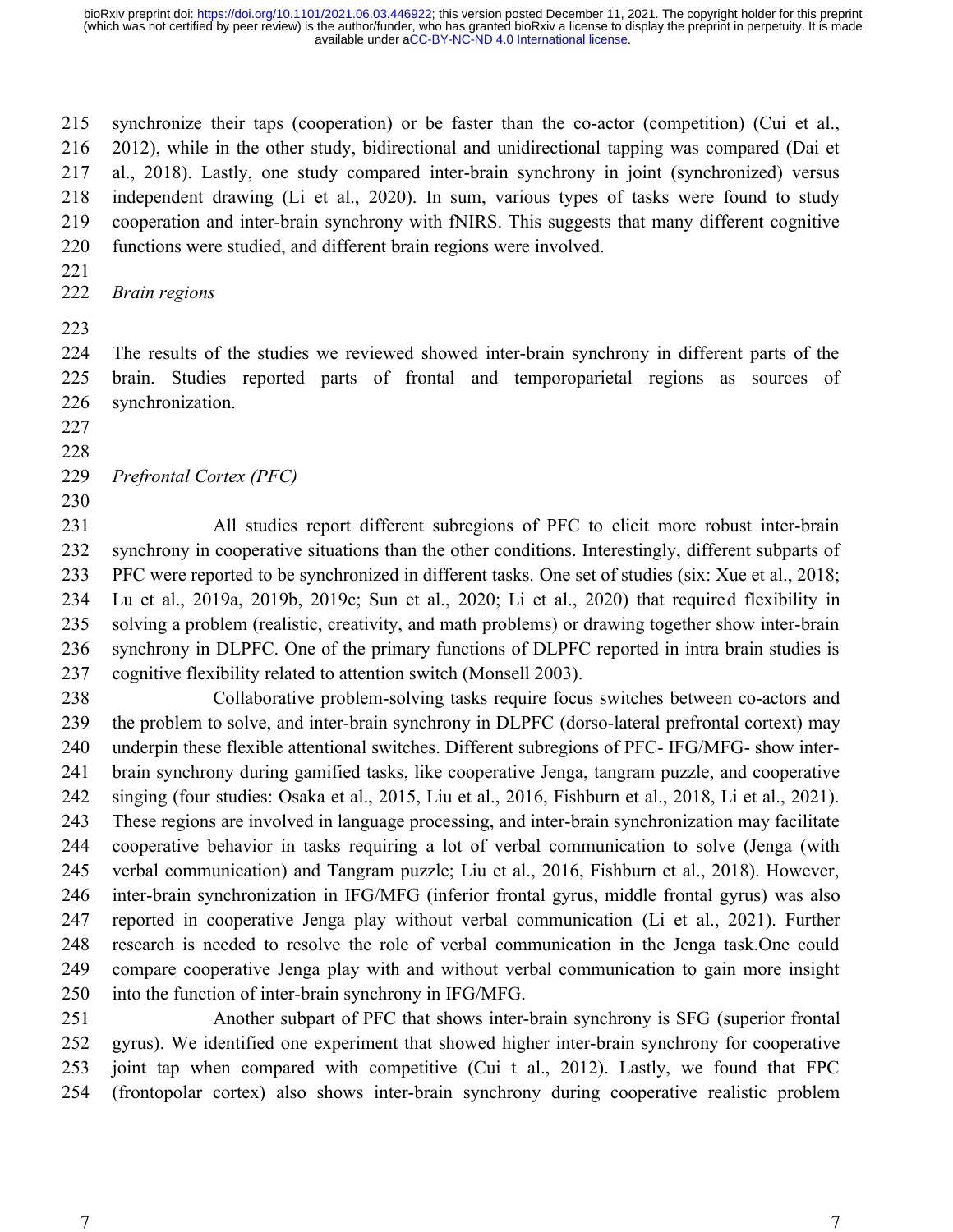synchronize their taps (cooperation) or be faster than the co-actor (competition) (Cui et al., 2012), while in the other study, bidirectional and unidirectional tapping was compared (Dai et al., 2018). Lastly, one study compared inter-brain synchrony in joint (synchronized) versus independent drawing (Li et al., 2020). In sum, various types of tasks were found to study cooperation and inter-brain synchrony with fNIRS. This suggests that many different cognitive functions were studied, and different brain regions were involved.

*Brain regions*

The results of the studies we reviewed showed inter-brain synchrony in different parts of the brain. Studies reported parts of frontal and temporoparietal regions as sources of synchronization.

*Prefrontal Cortex (PFC)*

All studies report different subregions of PFC to elicit more robust inter-brain synchrony in cooperative situations than the other conditions. Interestingly, different subparts of PFC were reported to be synchronized in different tasks. One set of studies (six: Xue et al., 2018; Lu et al., 2019a, 2019b, 2019c; Sun et al., 2020; Li et al., 2020) that required flexibility in solving a problem (realistic, creativity, and math problems) or drawing together show inter-brain synchrony in DLPFC. One of the primary functions of DLPFC reported in intra brain studies is cognitive flexibility related to attention switch (Monsell 2003).

Collaborative problem-solving tasks require focus switches between co-actors and the problem to solve, and inter-brain synchrony in DLPFC (dorso-lateral prefrontal cortext) may underpin these flexible attentional switches. Different subregions of PFC- IFG/MFG- show inter-brain synchrony during gamified tasks, like cooperative Jenga, tangram puzzle, and cooperative singing (four studies: Osaka et al., 2015, Liu et al., 2016, Fishburn et al., 2018, Li et al., 2021). These regions are involved in language processing, and inter-brain synchronization may facilitate cooperative behavior in tasks requiring a lot of verbal communication to solve (Jenga (with verbal communication) and Tangram puzzle; Liu et al., 2016, Fishburn et al., 2018). However, inter-brain synchronization in IFG/MFG (inferior frontal gyrus, middle frontal gyrus) was also reported in cooperative Jenga play without verbal communication (Li et al., 2021). Further research is needed to resolve the role of verbal communication in the Jenga task.One could compare cooperative Jenga play with and without verbal communication to gain more insight into the function of inter-brain synchrony in IFG/MFG.

Another subpart of PFC that shows inter-brain synchrony is SFG (superior frontal gyrus). We identified one experiment that showed higher inter-brain synchrony for cooperative joint tap when compared with competitive (Cui t al., 2012). Lastly, we found that FPC (frontopolar cortex) also shows inter-brain synchrony during cooperative realistic problem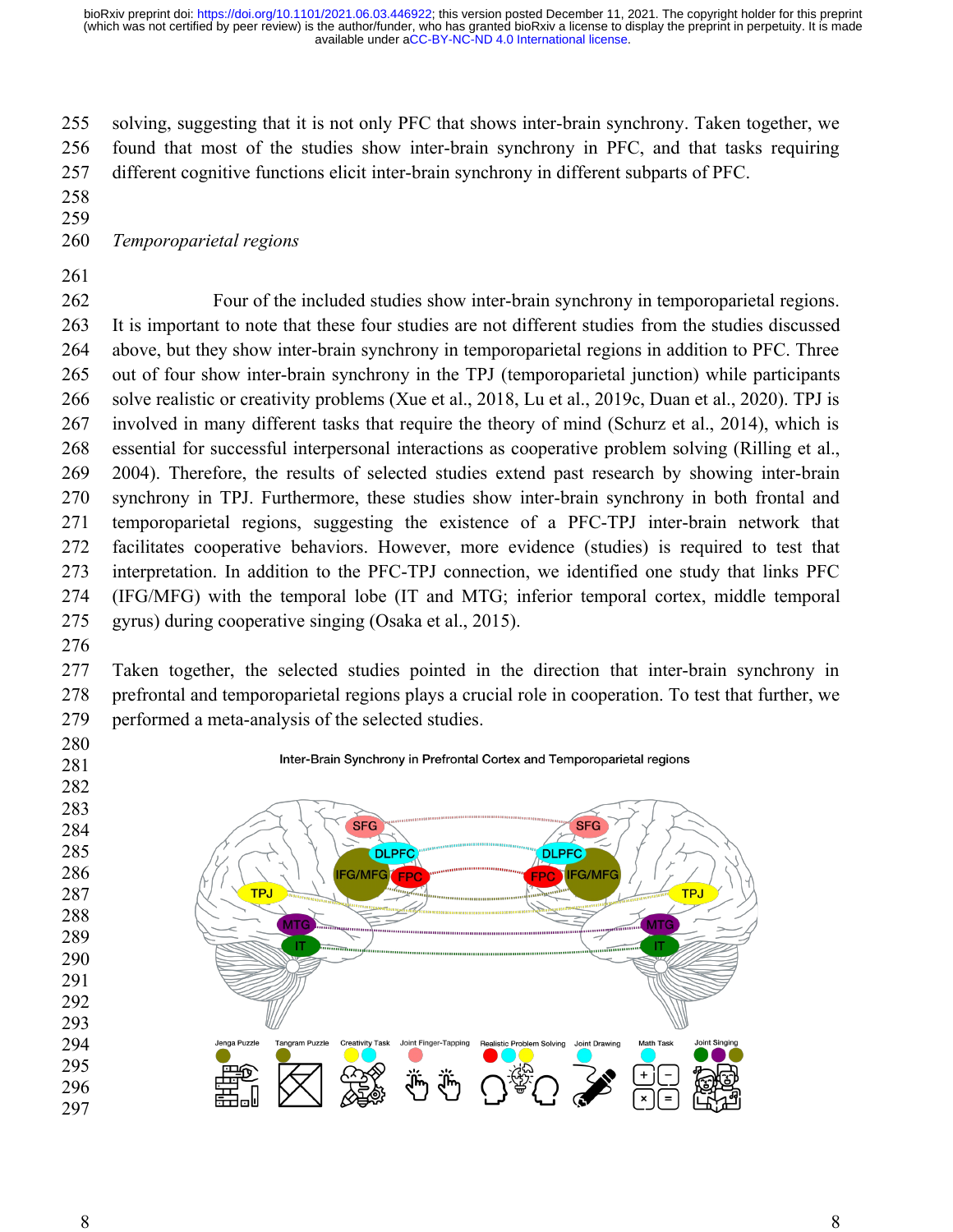solving, suggesting that it is not only PFC that shows inter-brain synchrony. Taken together, we found that most of the studies show inter-brain synchrony in PFC, and that tasks requiring different cognitive functions elicit inter-brain synchrony in different subparts of PFC.

*Temporoparietal regions*

Four of the included studies show inter-brain synchrony in temporoparietal regions. It is important to note that these four studies are not different studies from the studies discussed above, but they show inter-brain synchrony in temporoparietal regions in addition to PFC. Three out of four show inter-brain synchrony in the TPJ (temporoparietal junction) while participants solve realistic or creativity problems (Xue et al., 2018, Lu et al., 2019c, Duan et al., 2020). TPJ is involved in many different tasks that require the theory of mind (Schurz et al., 2014), which is essential for successful interpersonal interactions as cooperative problem solving (Rilling et al., 2004). Therefore, the results of selected studies extend past research by showing inter-brain synchrony in TPJ. Furthermore, these studies show inter-brain synchrony in both frontal and temporoparietal regions, suggesting the existence of a PFC-TPJ inter-brain network that facilitates cooperative behaviors. However, more evidence (studies) is required to test that interpretation. In addition to the PFC-TPJ connection, we identified one study that links PFC (IFG/MFG) with the temporal lobe (IT and MTG; inferior temporal cortex, middle temporal gyrus) during cooperative singing (Osaka et al., 2015).

Taken together, the selected studies pointed in the direction that inter-brain synchrony in prefrontal and temporoparietal regions plays a crucial role in cooperation. To test that further, we performed a meta-analysis of the selected studies.

Inter-Brain Synchrony in Prefrontal Cortex and Temporoparietal regions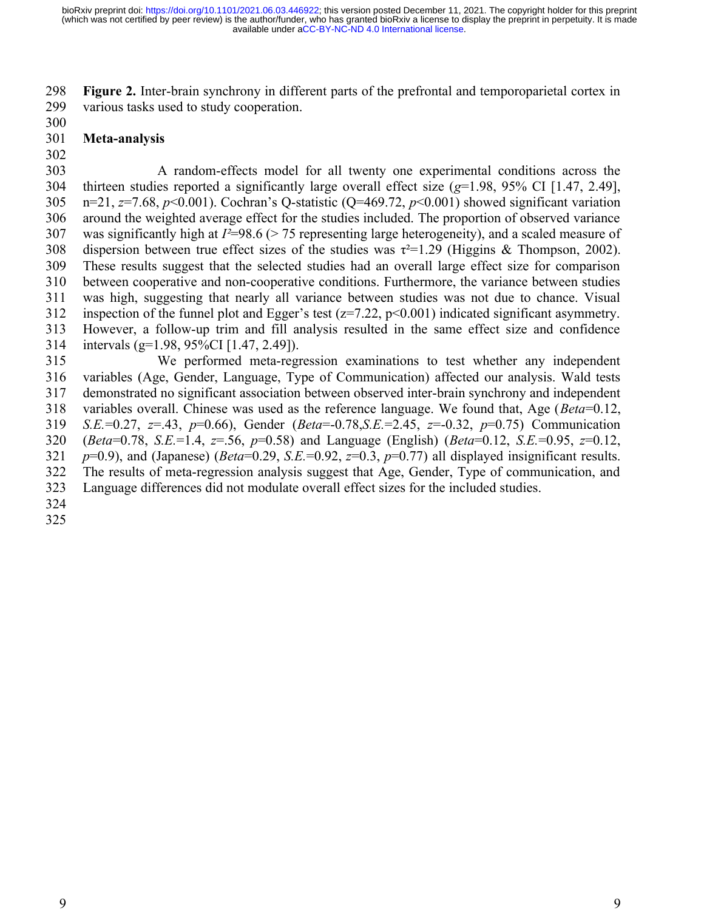**Figure 2.** Inter-brain synchrony in different parts of the prefrontal and temporoparietal cortex in various tasks used to study cooperation.

## Meta-analysis

A random-effects model for all twenty one experimental conditions across the thirteen studies reported a significantly large overall effect size ($g$=1.98, 95% CI [1.47, 2.49], n=21, $z$=7.68, $p$<0.001). Cochran's Q-statistic (Q=469.72, $p$<0.001) showed significant variation around the weighted average effect for the studies included. The proportion of observed variance was significantly high at $I^2$=98.6 (> 75 representing large heterogeneity), and a scaled measure of dispersion between true effect sizes of the studies was $\tau^2$=1.29 (Higgins & Thompson, 2002). These results suggest that the selected studies had an overall large effect size for comparison between cooperative and non-cooperative conditions. Furthermore, the variance between studies was high, suggesting that nearly all variance between studies was not due to chance. Visual inspection of the funnel plot and Egger's test (z=7.22, p<0.001) indicated significant asymmetry. However, a follow-up trim and fill analysis resulted in the same effect size and confidence intervals (g=1.98, 95%CI [1.47, 2.49]).

We performed meta-regression examinations to test whether any independent variables (Age, Gender, Language, Type of Communication) affected our analysis. Wald tests demonstrated no significant association between observed inter-brain synchrony and independent variables overall. Chinese was used as the reference language. We found that, Age (*Beta*=0.12, *S.E.*=0.27, $z$=.43, $p$=0.66), Gender (*Beta*=-0.78,*S.E.*=2.45, $z$=-0.32, $p$=0.75) Communication (*Beta*=0.78, *S.E.*=1.4, $z$=.56, $p$=0.58) and Language (English) (*Beta*=0.12, *S.E.*=0.95, $z$=0.12, $p$=0.9), and (Japanese) (*Beta*=0.29, *S.E.*=0.92, $z$=0.3, $p$=0.77) all displayed insignificant results. The results of meta-regression analysis suggest that Age, Gender, Type of communication, and Language differences did not modulate overall effect sizes for the included studies.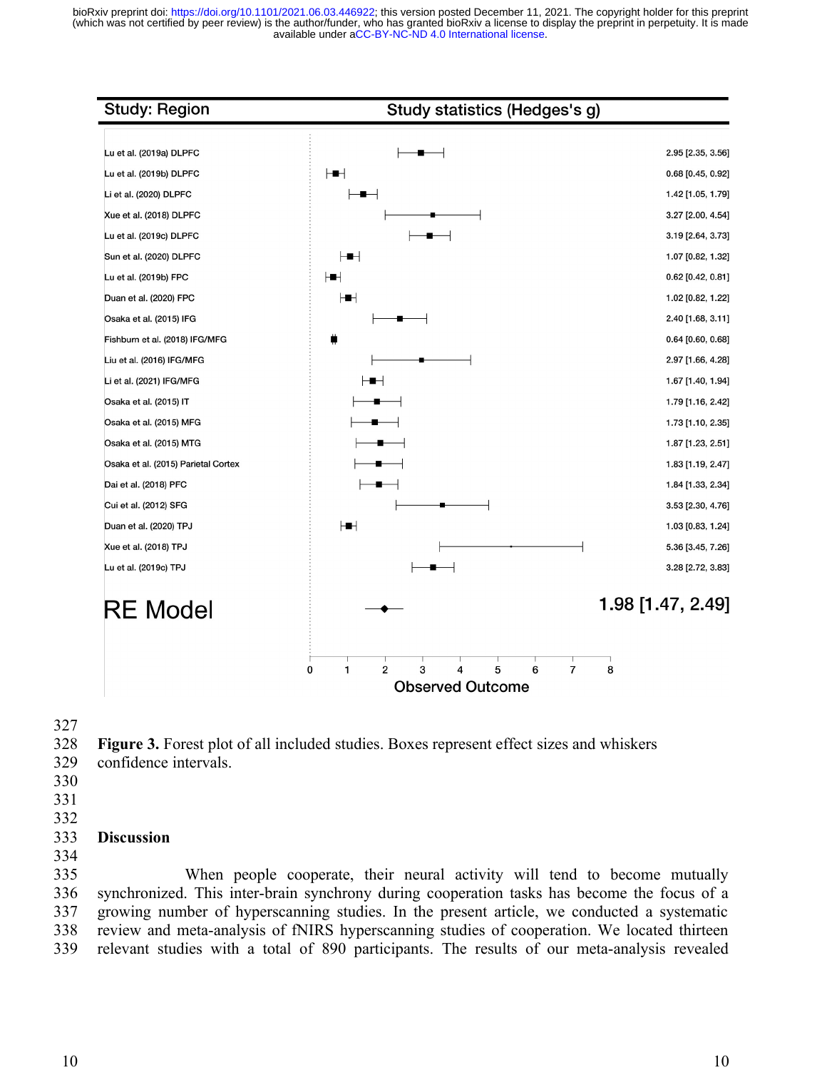| Study: Region | Study statistics (Hedges's g) |
|---|---|
| Lu et al. (2019a) DLPFC | 2.95 [2.35, 3.56] |
| Lu et al. (2019b) DLPFC | 0.68 [0.45, 0.92] |
| Li et al. (2020) DLPFC | 1.42 [1.05, 1.79] |
| Xue et al. (2018) DLPFC | 3.27 [2.00, 4.54] |
| Lu et al. (2019c) DLPFC | 3.19 [2.64, 3.73] |
| Sun et al. (2020) DLPFC | 1.07 [0.82, 1.32] |
| Lu et al. (2019b) FPC | 0.62 [0.42, 0.81] |
| Duan et al. (2020) FPC | 1.02 [0.82, 1.22] |
| Osaka et al. (2015) IFG | 2.40 [1.68, 3.11] |
| Fishburn et al. (2018) IFG/MFG | 0.64 [0.60, 0.68] |
| Liu et al. (2016) IFG/MFG | 2.97 [1.66, 4.28] |
| Li et al. (2021) IFG/MFG | 1.67 [1.40, 1.94] |
| Osaka et al. (2015) IT | 1.79 [1.16, 2.42] |
| Osaka et al. (2015) MFG | 1.73 [1.10, 2.35] |
| Osaka et al. (2015) MTG | 1.87 [1.23, 2.51] |
| Osaka et al. (2015) Parietal Cortex | 1.83 [1.19, 2.47] |
| Dai et al. (2018) PFC | 1.84 [1.33, 2.34] |
| Cui et al. (2012) SFG | 3.53 [2.30, 4.76] |
| Duan et al. (2020) TPJ | 1.03 [0.83, 1.24] |
| Xue et al. (2018) TPJ | 5.36 [3.45, 7.26] |
| Lu et al. (2019c) TPJ | 3.28 [2.72, 3.83] |
| **RE Model** | **1.98 [1.47, 2.49]** |

Observed Outcome (axis: 0–8)

**Figure 3.** Forest plot of all included studies. Boxes represent effect sizes and whiskers confidence intervals.

## Discussion

When people cooperate, their neural activity will tend to become mutually synchronized. This inter-brain synchrony during cooperation tasks has become the focus of a growing number of hyperscanning studies. In the present article, we conducted a systematic review and meta-analysis of fNIRS hyperscanning studies of cooperation. We located thirteen relevant studies with a total of 890 participants. The results of our meta-analysis revealed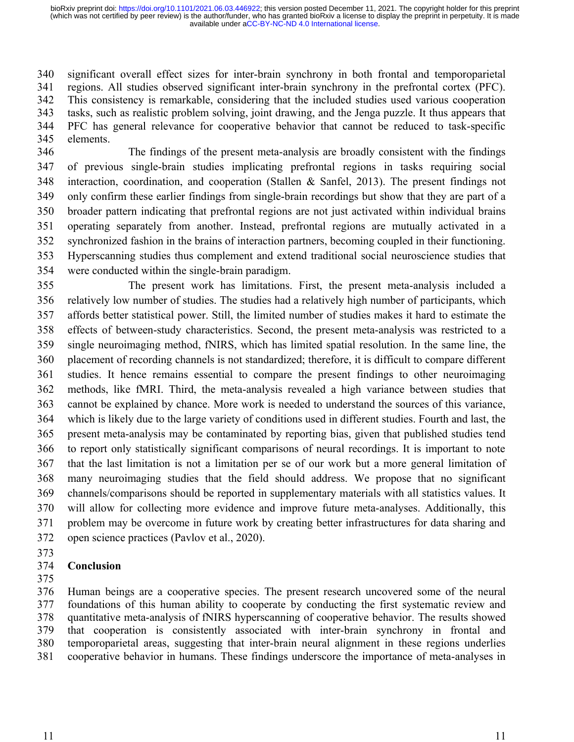significant overall effect sizes for inter-brain synchrony in both frontal and temporoparietal regions. All studies observed significant inter-brain synchrony in the prefrontal cortex (PFC). This consistency is remarkable, considering that the included studies used various cooperation tasks, such as realistic problem solving, joint drawing, and the Jenga puzzle. It thus appears that PFC has general relevance for cooperative behavior that cannot be reduced to task-specific elements.

The findings of the present meta-analysis are broadly consistent with the findings of previous single-brain studies implicating prefrontal regions in tasks requiring social interaction, coordination, and cooperation (Stallen & Sanfel, 2013). The present findings not only confirm these earlier findings from single-brain recordings but show that they are part of a broader pattern indicating that prefrontal regions are not just activated within individual brains operating separately from another. Instead, prefrontal regions are mutually activated in a synchronized fashion in the brains of interaction partners, becoming coupled in their functioning. Hyperscanning studies thus complement and extend traditional social neuroscience studies that were conducted within the single-brain paradigm.

The present work has limitations. First, the present meta-analysis included a relatively low number of studies. The studies had a relatively high number of participants, which affords better statistical power. Still, the limited number of studies makes it hard to estimate the effects of between-study characteristics. Second, the present meta-analysis was restricted to a single neuroimaging method, fNIRS, which has limited spatial resolution. In the same line, the placement of recording channels is not standardized; therefore, it is difficult to compare different studies. It hence remains essential to compare the present findings to other neuroimaging methods, like fMRI. Third, the meta-analysis revealed a high variance between studies that cannot be explained by chance. More work is needed to understand the sources of this variance, which is likely due to the large variety of conditions used in different studies. Fourth and last, the present meta-analysis may be contaminated by reporting bias, given that published studies tend to report only statistically significant comparisons of neural recordings. It is important to note that the last limitation is not a limitation per se of our work but a more general limitation of many neuroimaging studies that the field should address. We propose that no significant channels/comparisons should be reported in supplementary materials with all statistics values. It will allow for collecting more evidence and improve future meta-analyses. Additionally, this problem may be overcome in future work by creating better infrastructures for data sharing and open science practices (Pavlov et al., 2020).

## Conclusion

Human beings are a cooperative species. The present research uncovered some of the neural foundations of this human ability to cooperate by conducting the first systematic review and quantitative meta-analysis of fNIRS hyperscanning of cooperative behavior. The results showed that cooperation is consistently associated with inter-brain synchrony in frontal and temporoparietal areas, suggesting that inter-brain neural alignment in these regions underlies cooperative behavior in humans. These findings underscore the importance of meta-analyses in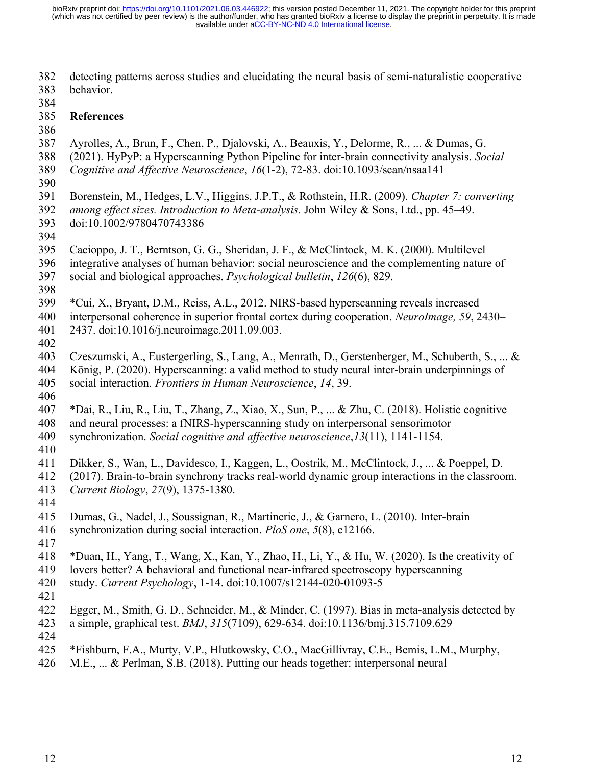detecting patterns across studies and elucidating the neural basis of semi-naturalistic cooperative behavior.

## References

Ayrolles, A., Brun, F., Chen, P., Djalovski, A., Beauxis, Y., Delorme, R., ... & Dumas, G. (2021). HyPyP: a Hyperscanning Python Pipeline for inter-brain connectivity analysis. *Social Cognitive and Affective Neuroscience*, *16*(1-2), 72-83. doi:10.1093/scan/nsaa141

Borenstein, M., Hedges, L.V., Higgins, J.P.T., & Rothstein, H.R. (2009). *Chapter 7: converting among effect sizes. Introduction to Meta-analysis.* John Wiley & Sons, Ltd., pp. 45–49. doi:10.1002/9780470743386

Cacioppo, J. T., Berntson, G. G., Sheridan, J. F., & McClintock, M. K. (2000). Multilevel integrative analyses of human behavior: social neuroscience and the complementing nature of social and biological approaches. *Psychological bulletin*, *126*(6), 829.

*Cui, X., Bryant, D.M., Reiss, A.L., 2012. NIRS-based hyperscanning reveals increased interpersonal coherence in superior frontal cortex during cooperation. *NeuroImage, 59*, 2430–2437. doi:10.1016/j.neuroimage.2011.09.003.

Czeszumski, A., Eustergerling, S., Lang, A., Menrath, D., Gerstenberger, M., Schuberth, S., ... & König, P. (2020). Hyperscanning: a valid method to study neural inter-brain underpinnings of social interaction. *Frontiers in Human Neuroscience*, *14*, 39.

*Dai, R., Liu, R., Liu, T., Zhang, Z., Xiao, X., Sun, P., ... & Zhu, C. (2018). Holistic cognitive and neural processes: a fNIRS-hyperscanning study on interpersonal sensorimotor synchronization. *Social cognitive and affective neuroscience*,*13*(11), 1141-1154.

Dikker, S., Wan, L., Davidesco, I., Kaggen, L., Oostrik, M., McClintock, J., ... & Poeppel, D. (2017). Brain-to-brain synchrony tracks real-world dynamic group interactions in the classroom. *Current Biology*, *27*(9), 1375-1380.

Dumas, G., Nadel, J., Soussignan, R., Martinerie, J., & Garnero, L. (2010). Inter-brain synchronization during social interaction. *PloS one*, *5*(8), e12166.

*Duan, H., Yang, T., Wang, X., Kan, Y., Zhao, H., Li, Y., & Hu, W. (2020). Is the creativity of lovers better? A behavioral and functional near-infrared spectroscopy hyperscanning study. *Current Psychology*, 1-14. doi:10.1007/s12144-020-01093-5

Egger, M., Smith, G. D., Schneider, M., & Minder, C. (1997). Bias in meta-analysis detected by a simple, graphical test. *BMJ*, *315*(7109), 629-634. doi:10.1136/bmj.315.7109.629

*Fishburn, F.A., Murty, V.P., Hlutkowsky, C.O., MacGillivray, C.E., Bemis, L.M., Murphy, M.E., ... & Perlman, S.B. (2018). Putting our heads together: interpersonal neural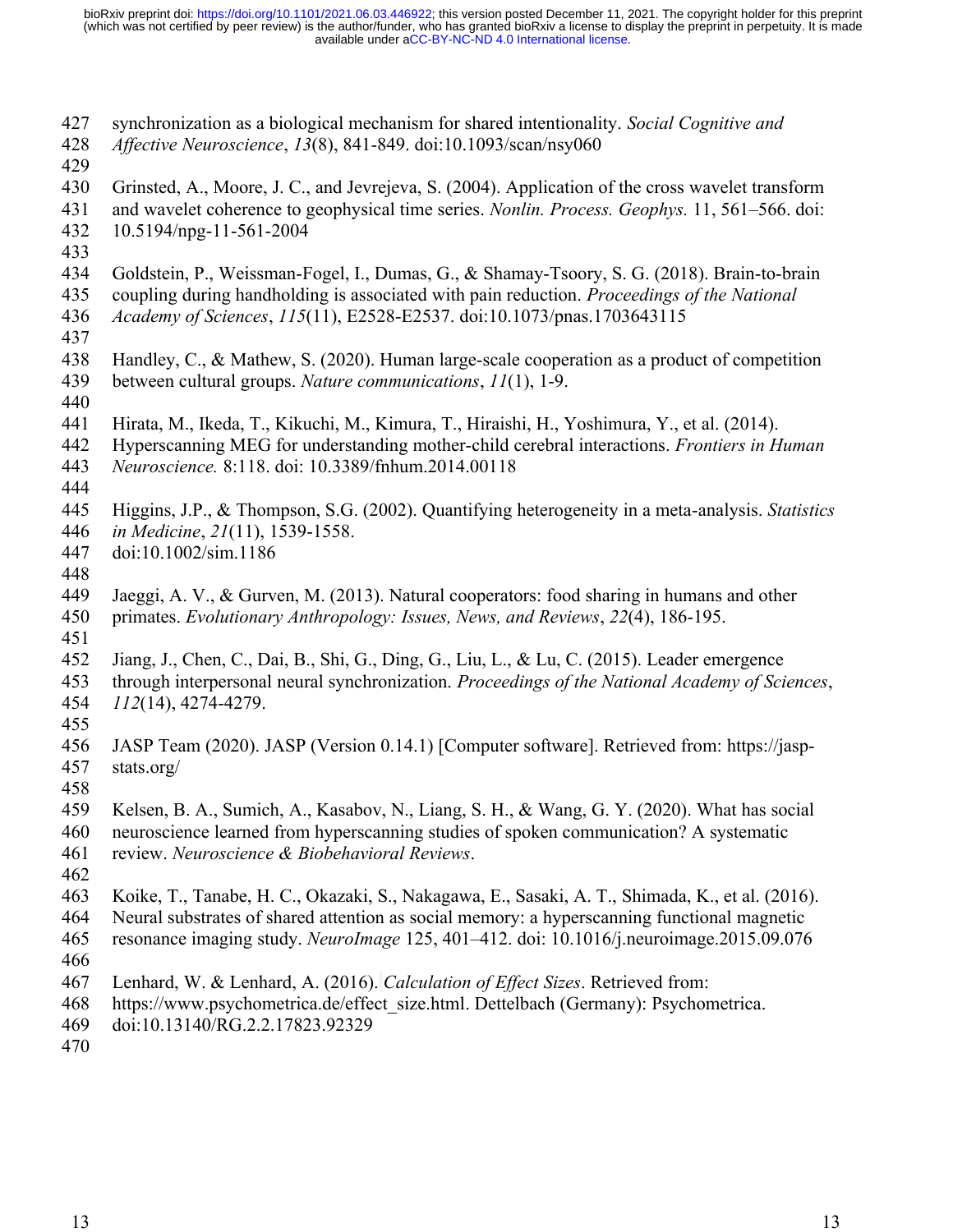synchronization as a biological mechanism for shared intentionality. *Social Cognitive and Affective Neuroscience*, *13*(8), 841-849. doi:10.1093/scan/nsy060

Grinsted, A., Moore, J. C., and Jevrejeva, S. (2004). Application of the cross wavelet transform and wavelet coherence to geophysical time series. *Nonlin. Process. Geophys.* 11, 561–566. doi: 10.5194/npg-11-561-2004

Goldstein, P., Weissman-Fogel, I., Dumas, G., & Shamay-Tsoory, S. G. (2018). Brain-to-brain coupling during handholding is associated with pain reduction. *Proceedings of the National Academy of Sciences*, *115*(11), E2528-E2537. doi:10.1073/pnas.1703643115

Handley, C., & Mathew, S. (2020). Human large-scale cooperation as a product of competition between cultural groups. *Nature communications*, *11*(1), 1-9.

Hirata, M., Ikeda, T., Kikuchi, M., Kimura, T., Hiraishi, H., Yoshimura, Y., et al. (2014). Hyperscanning MEG for understanding mother-child cerebral interactions. *Frontiers in Human Neuroscience.* 8:118. doi: 10.3389/fnhum.2014.00118

Higgins, J.P., & Thompson, S.G. (2002). Quantifying heterogeneity in a meta-analysis. *Statistics in Medicine*, *21*(11), 1539-1558. doi:10.1002/sim.1186

Jaeggi, A. V., & Gurven, M. (2013). Natural cooperators: food sharing in humans and other primates. *Evolutionary Anthropology: Issues, News, and Reviews*, *22*(4), 186-195.

Jiang, J., Chen, C., Dai, B., Shi, G., Ding, G., Liu, L., & Lu, C. (2015). Leader emergence through interpersonal neural synchronization. *Proceedings of the National Academy of Sciences*, *112*(14), 4274-4279.

JASP Team (2020). JASP (Version 0.14.1) [Computer software]. Retrieved from: https://jasp-stats.org/

Kelsen, B. A., Sumich, A., Kasabov, N., Liang, S. H., & Wang, G. Y. (2020). What has social neuroscience learned from hyperscanning studies of spoken communication? A systematic review. *Neuroscience & Biobehavioral Reviews*.

Koike, T., Tanabe, H. C., Okazaki, S., Nakagawa, E., Sasaki, A. T., Shimada, K., et al. (2016). Neural substrates of shared attention as social memory: a hyperscanning functional magnetic resonance imaging study. *NeuroImage* 125, 401–412. doi: 10.1016/j.neuroimage.2015.09.076

Lenhard, W. & Lenhard, A. (2016). *Calculation of Effect Sizes*. Retrieved from: https://www.psychometrica.de/effect_size.html. Dettelbach (Germany): Psychometrica. doi:10.13140/RG.2.2.17823.92329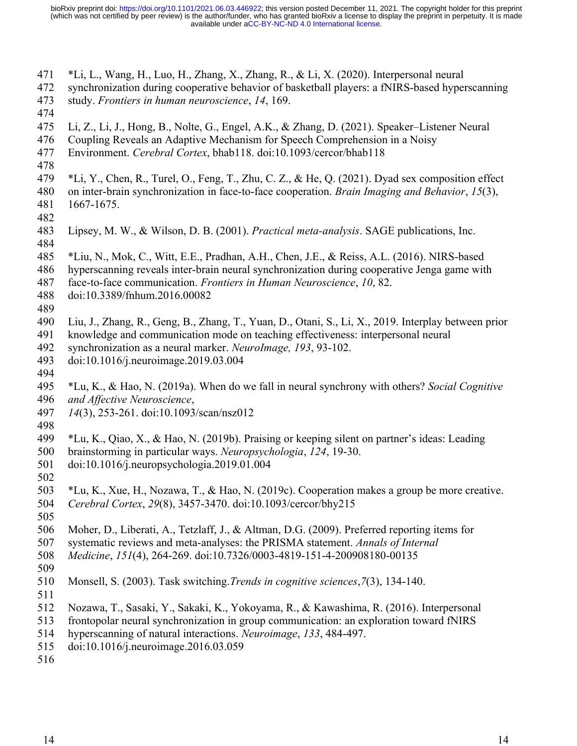*Li, L., Wang, H., Luo, H., Zhang, X., Zhang, R., & Li, X. (2020). Interpersonal neural synchronization during cooperative behavior of basketball players: a fNIRS-based hyperscanning study. *Frontiers in human neuroscience*, *14*, 169.

Li, Z., Li, J., Hong, B., Nolte, G., Engel, A.K., & Zhang, D. (2021). Speaker–Listener Neural Coupling Reveals an Adaptive Mechanism for Speech Comprehension in a Noisy Environment. *Cerebral Cortex*, bhab118. doi:10.1093/cercor/bhab118

*Li, Y., Chen, R., Turel, O., Feng, T., Zhu, C. Z., & He, Q. (2021). Dyad sex composition effect on inter-brain synchronization in face-to-face cooperation. *Brain Imaging and Behavior*, *15*(3), 1667-1675.

Lipsey, M. W., & Wilson, D. B. (2001). *Practical meta-analysis*. SAGE publications, Inc.

*Liu, N., Mok, C., Witt, E.E., Pradhan, A.H., Chen, J.E., & Reiss, A.L. (2016). NIRS-based hyperscanning reveals inter-brain neural synchronization during cooperative Jenga game with face-to-face communication. *Frontiers in Human Neuroscience*, *10*, 82. doi:10.3389/fnhum.2016.00082

Liu, J., Zhang, R., Geng, B., Zhang, T., Yuan, D., Otani, S., Li, X., 2019. Interplay between prior knowledge and communication mode on teaching effectiveness: interpersonal neural synchronization as a neural marker. *NeuroImage, 193*, 93-102. doi:10.1016/j.neuroimage.2019.03.004

*Lu, K., & Hao, N. (2019a). When do we fall in neural synchrony with others? *Social Cognitive and Affective Neuroscience*, *14*(3), 253-261. doi:10.1093/scan/nsz012

*Lu, K., Qiao, X., & Hao, N. (2019b). Praising or keeping silent on partner's ideas: Leading brainstorming in particular ways. *Neuropsychologia*, *124*, 19-30. doi:10.1016/j.neuropsychologia.2019.01.004

*Lu, K., Xue, H., Nozawa, T., & Hao, N. (2019c). Cooperation makes a group be more creative. *Cerebral Cortex*, *29*(8), 3457-3470. doi:10.1093/cercor/bhy215

Moher, D., Liberati, A., Tetzlaff, J., & Altman, D.G. (2009). Preferred reporting items for systematic reviews and meta-analyses: the PRISMA statement. *Annals of Internal Medicine*, *151*(4), 264-269. doi:10.7326/0003-4819-151-4-200908180-00135

Monsell, S. (2003). Task switching.*Trends in cognitive sciences*,*7*(3), 134-140.

Nozawa, T., Sasaki, Y., Sakaki, K., Yokoyama, R., & Kawashima, R. (2016). Interpersonal frontopolar neural synchronization in group communication: an exploration toward fNIRS hyperscanning of natural interactions. *Neuroimage*, *133*, 484-497. doi:10.1016/j.neuroimage.2016.03.059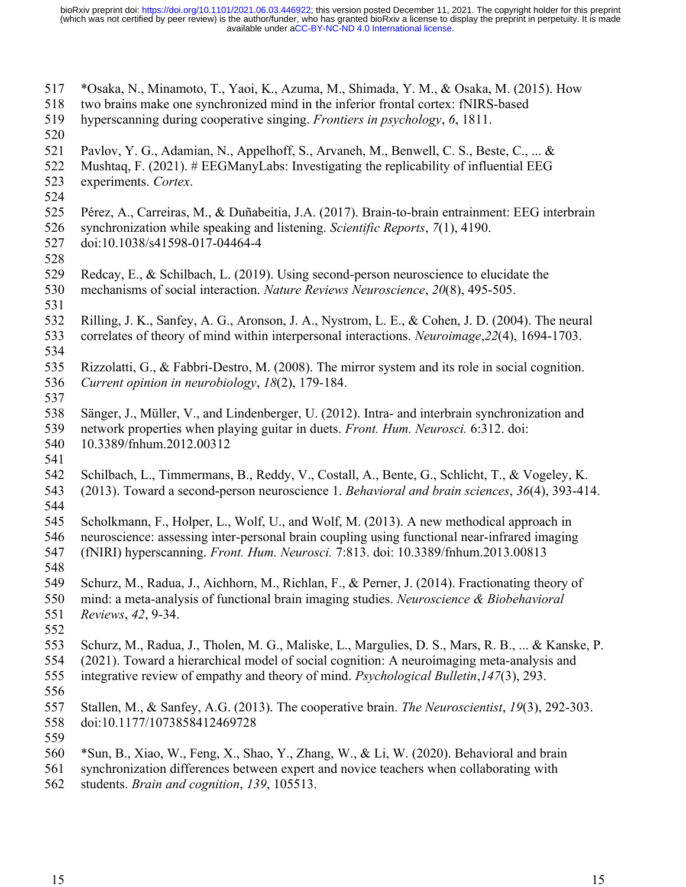*Osaka, N., Minamoto, T., Yaoi, K., Azuma, M., Shimada, Y. M., & Osaka, M. (2015). How two brains make one synchronized mind in the inferior frontal cortex: fNIRS-based hyperscanning during cooperative singing. *Frontiers in psychology*, *6*, 1811.

Pavlov, Y. G., Adamian, N., Appelhoff, S., Arvaneh, M., Benwell, C. S., Beste, C., ... & Mushtaq, F. (2021). # EEGManyLabs: Investigating the replicability of influential EEG experiments. *Cortex*.

Pérez, A., Carreiras, M., & Duñabeitia, J.A. (2017). Brain-to-brain entrainment: EEG interbrain synchronization while speaking and listening. *Scientific Reports*, *7*(1), 4190. doi:10.1038/s41598-017-04464-4

Redcay, E., & Schilbach, L. (2019). Using second-person neuroscience to elucidate the mechanisms of social interaction. *Nature Reviews Neuroscience*, *20*(8), 495-505.

Rilling, J. K., Sanfey, A. G., Aronson, J. A., Nystrom, L. E., & Cohen, J. D. (2004). The neural correlates of theory of mind within interpersonal interactions. *Neuroimage*,*22*(4), 1694-1703.

Rizzolatti, G., & Fabbri-Destro, M. (2008). The mirror system and its role in social cognition. *Current opinion in neurobiology*, *18*(2), 179-184.

Sänger, J., Müller, V., and Lindenberger, U. (2012). Intra- and interbrain synchronization and network properties when playing guitar in duets. *Front. Hum. Neurosci.* 6:312. doi: 10.3389/fnhum.2012.00312

Schilbach, L., Timmermans, B., Reddy, V., Costall, A., Bente, G., Schlicht, T., & Vogeley, K. (2013). Toward a second-person neuroscience 1. *Behavioral and brain sciences*, *36*(4), 393-414.

Scholkmann, F., Holper, L., Wolf, U., and Wolf, M. (2013). A new methodical approach in neuroscience: assessing inter-personal brain coupling using functional near-infrared imaging (fNIRI) hyperscanning. *Front. Hum. Neurosci.* 7:813. doi: 10.3389/fnhum.2013.00813

Schurz, M., Radua, J., Aichhorn, M., Richlan, F., & Perner, J. (2014). Fractionating theory of mind: a meta-analysis of functional brain imaging studies. *Neuroscience & Biobehavioral Reviews*, *42*, 9-34.

Schurz, M., Radua, J., Tholen, M. G., Maliske, L., Margulies, D. S., Mars, R. B., ... & Kanske, P. (2021). Toward a hierarchical model of social cognition: A neuroimaging meta-analysis and integrative review of empathy and theory of mind. *Psychological Bulletin*,*147*(3), 293.

Stallen, M., & Sanfey, A.G. (2013). The cooperative brain. *The Neuroscientist*, *19*(3), 292-303. doi:10.1177/1073858412469728

*Sun, B., Xiao, W., Feng, X., Shao, Y., Zhang, W., & Li, W. (2020). Behavioral and brain synchronization differences between expert and novice teachers when collaborating with students. *Brain and cognition*, *139*, 105513.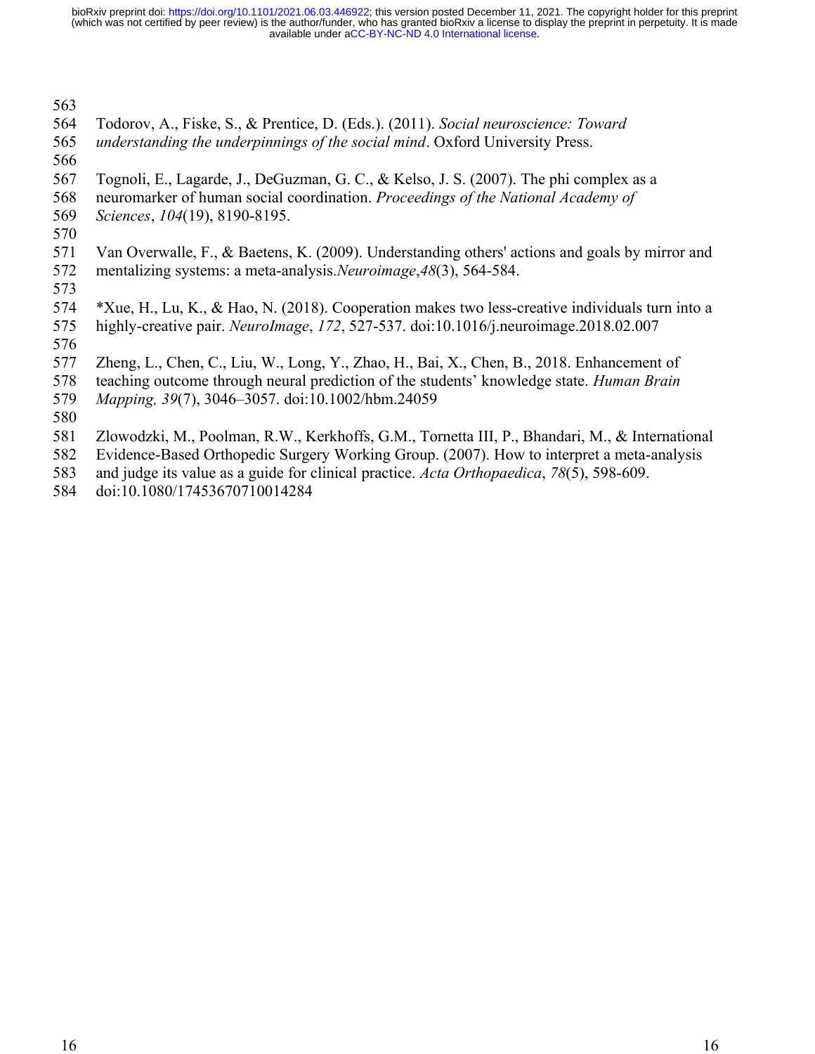Todorov, A., Fiske, S., & Prentice, D. (Eds.). (2011). *Social neuroscience: Toward understanding the underpinnings of the social mind*. Oxford University Press.

Tognoli, E., Lagarde, J., DeGuzman, G. C., & Kelso, J. S. (2007). The phi complex as a neuromarker of human social coordination. *Proceedings of the National Academy of Sciences*, *104*(19), 8190-8195.

Van Overwalle, F., & Baetens, K. (2009). Understanding others' actions and goals by mirror and mentalizing systems: a meta-analysis.*Neuroimage*,*48*(3), 564-584.

*Xue, H., Lu, K., & Hao, N. (2018). Cooperation makes two less-creative individuals turn into a highly-creative pair. *NeuroImage*, *172*, 527-537. doi:10.1016/j.neuroimage.2018.02.007

Zheng, L., Chen, C., Liu, W., Long, Y., Zhao, H., Bai, X., Chen, B., 2018. Enhancement of teaching outcome through neural prediction of the students' knowledge state. *Human Brain Mapping, 39*(7), 3046–3057. doi:10.1002/hbm.24059

Zlowodzki, M., Poolman, R.W., Kerkhoffs, G.M., Tornetta III, P., Bhandari, M., & International Evidence-Based Orthopedic Surgery Working Group. (2007). How to interpret a meta-analysis and judge its value as a guide for clinical practice. *Acta Orthopaedica*, *78*(5), 598-609. doi:10.1080/17453670710014284